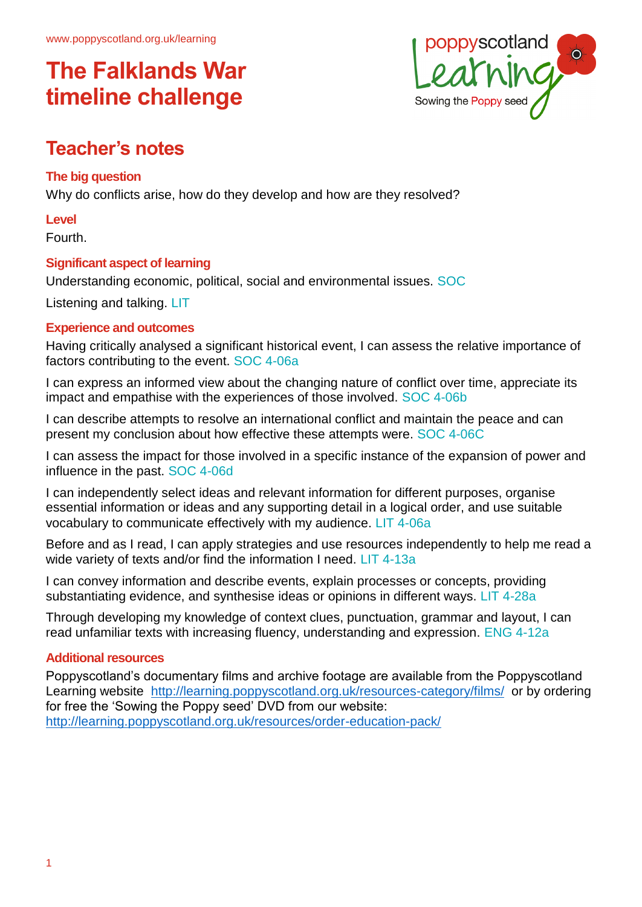www.poppyscotland.org.uk/learning

# The Falklands War timeline challenge

## Teacher's notes

### The big question

Why do conflicts arise, how do they develop and how are they resolved?

### Level

Fourth.

### Significant aspect of learning

Understanding economic, political, social and environmental issues. SOC

Listening and talking. LIT

### Experience and outcomes

Having critically analysed a significant historical event, I can assess the relative importance of factors contributing to the event. SOC 4-06a

I can express an informed view about the changing nature of conflict over time, appreciate its impact and empathise with the experiences of those involved. SOC 4-06b

I can describe attempts to resolve an international conflict and maintain the peace and can present my conclusion about how effective these attempts were. SOC 4-06C

I can assess the impact for those involved in a specific instance of the expansion of power and influence in the past. SOC 4-06d

I can independently select ideas and relevant information for different purposes, organise essential information or ideas and any supporting detail in a logical order, and use suitable vocabulary to communicate effectively with my audience. LIT 4-06a

Before and as I read, I can apply strategies and use resources independently to help me read a wide variety of texts and/or find the information I need. LIT 4-13a

I can convey information and describe events, explain processes or concepts, providing substantiating evidence, and synthesise ideas or opinions in different ways. LIT 4-28a

Through developing my knowledge of context clues, punctuation, grammar and layout, I can read unfamiliar texts with increasing fluency, understanding and expression. ENG 4-12a

### Additional resources

Poppyscotland's documentary films and archive footage are available from the Poppyscotland Learning website http://learning.poppyscotland.org.uk/resources-category/films/ or by ordering for free the 'Sowing the Poppy seed' DVD from our website: http://learning.poppyscotland.org.uk/resources/order-education-pack/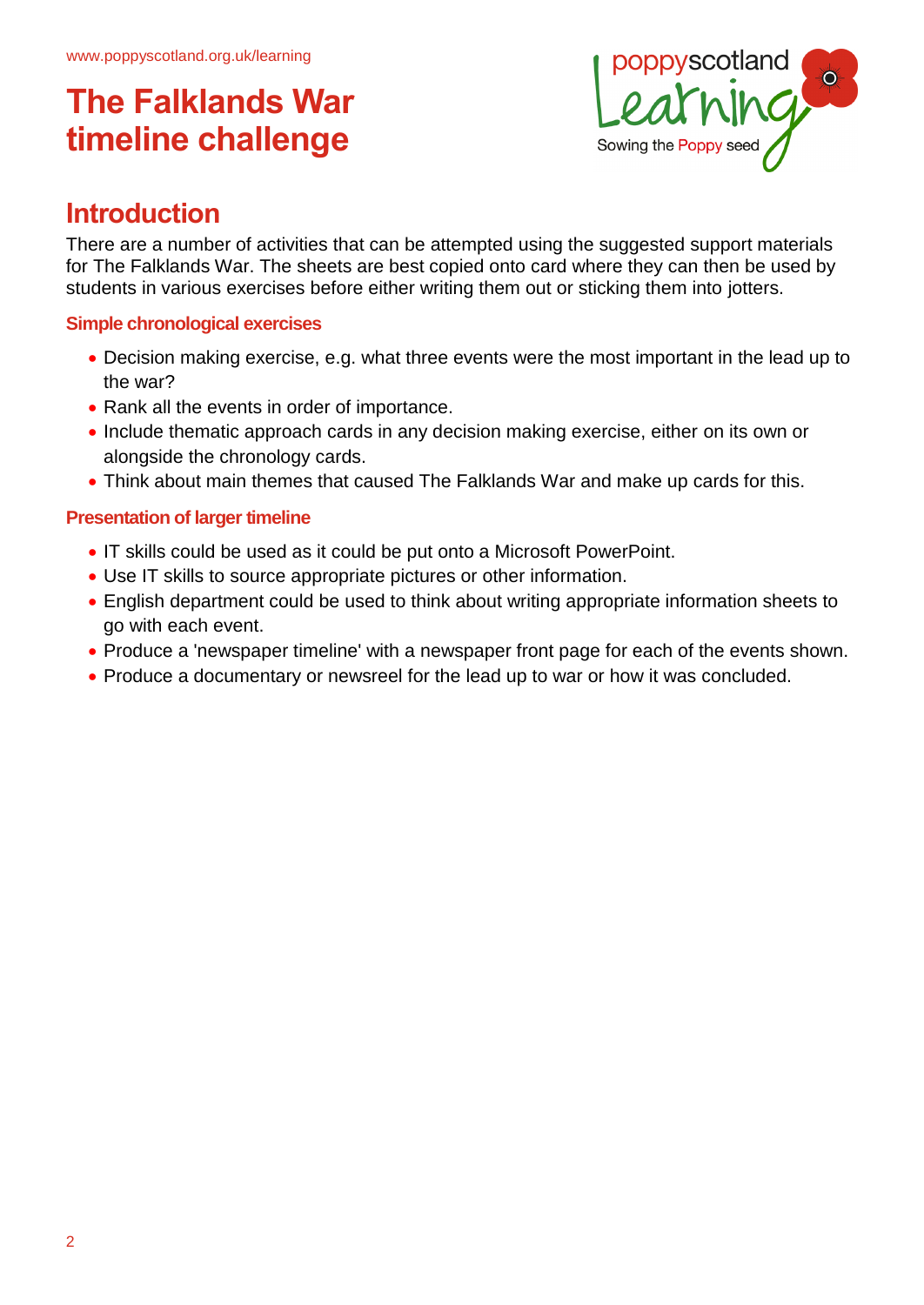# The Falklands War timeline challenge

## Introduction

There are a number of activities that can be attempted using the suggested support materials for The Falklands War. The sheets are best copied onto card where they can then be used by students in various exercises before either writing them out or sticking them into jotters.

### Simple chronological exercises

- Decision making exercise, e.g. what three events were the most important in the lead up to the war?
- Rank all the events in order of importance.
- Include thematic approach cards in any decision making exercise, either on its own or alongside the chronology cards.
- Think about main themes that caused The Falklands War and make up cards for this.

### Presentation of larger timeline

- IT skills could be used as it could be put onto a Microsoft PowerPoint.
- Use IT skills to source appropriate pictures or other information.
- English department could be used to think about writing appropriate information sheets to go with each event.
- Produce a 'newspaper timeline' with a newspaper front page for each of the events shown.
- Produce a documentary or newsreel for the lead up to war or how it was concluded.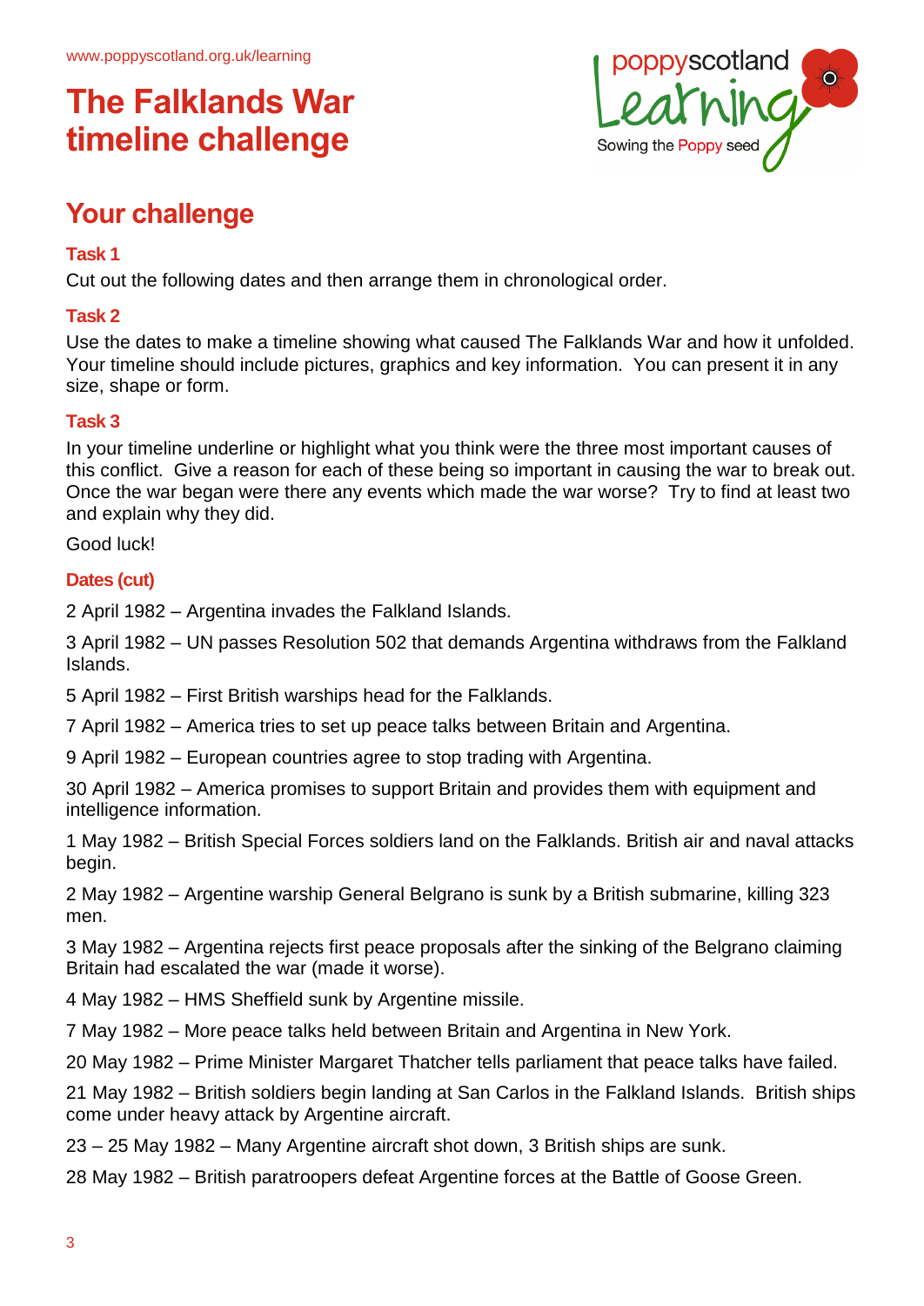www.poppyscotland.org.uk/learning

# The Falklands War timeline challenge

poppyscotland Learning
Sowing the Poppy seed

## Your challenge

### Task 1

Cut out the following dates and then arrange them in chronological order.

### Task 2

Use the dates to make a timeline showing what caused The Falklands War and how it unfolded. Your timeline should include pictures, graphics and key information. You can present it in any size, shape or form.

### Task 3

In your timeline underline or highlight what you think were the three most important causes of this conflict. Give a reason for each of these being so important in causing the war to break out. Once the war began were there any events which made the war worse? Try to find at least two and explain why they did.

Good luck!

### Dates (cut)

2 April 1982 – Argentina invades the Falkland Islands.

3 April 1982 – UN passes Resolution 502 that demands Argentina withdraws from the Falkland Islands.

5 April 1982 – First British warships head for the Falklands.

7 April 1982 – America tries to set up peace talks between Britain and Argentina.

9 April 1982 – European countries agree to stop trading with Argentina.

30 April 1982 – America promises to support Britain and provides them with equipment and intelligence information.

1 May 1982 – British Special Forces soldiers land on the Falklands. British air and naval attacks begin.

2 May 1982 – Argentine warship General Belgrano is sunk by a British submarine, killing 323 men.

3 May 1982 – Argentina rejects first peace proposals after the sinking of the Belgrano claiming Britain had escalated the war (made it worse).

4 May 1982 – HMS Sheffield sunk by Argentine missile.

7 May 1982 – More peace talks held between Britain and Argentina in New York.

20 May 1982 – Prime Minister Margaret Thatcher tells parliament that peace talks have failed.

21 May 1982 – British soldiers begin landing at San Carlos in the Falkland Islands. British ships come under heavy attack by Argentine aircraft.

23 – 25 May 1982 – Many Argentine aircraft shot down, 3 British ships are sunk.

28 May 1982 – British paratroopers defeat Argentine forces at the Battle of Goose Green.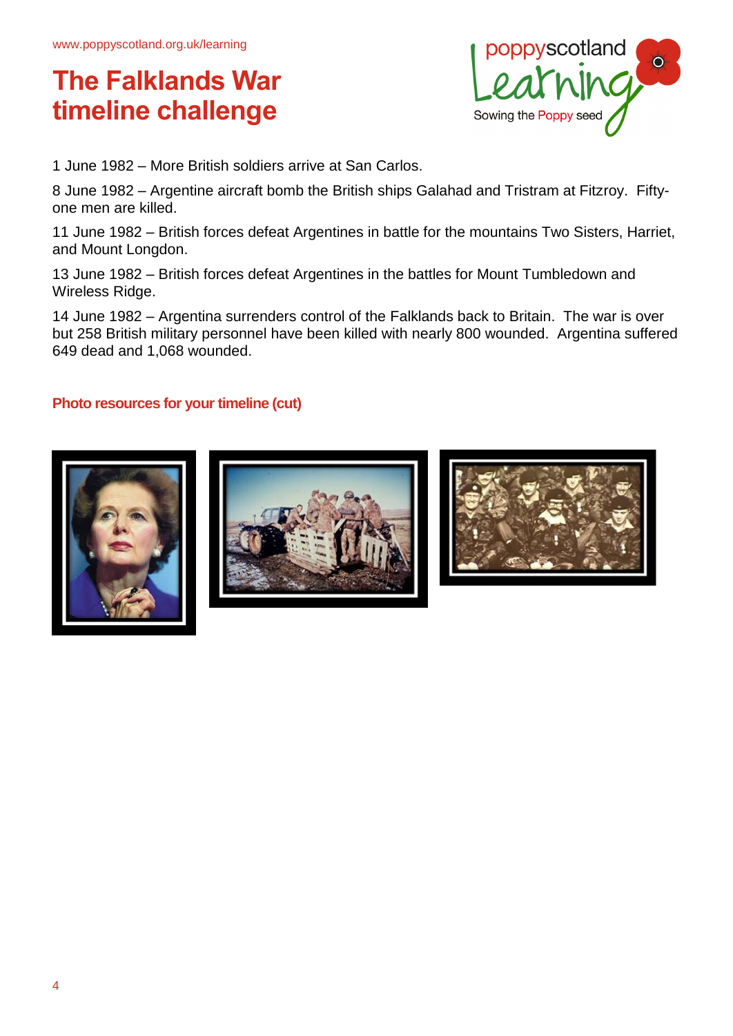# The Falklands War timeline challenge

1 June 1982 – More British soldiers arrive at San Carlos.

8 June 1982 – Argentine aircraft bomb the British ships Galahad and Tristram at Fitzroy. Fifty-one men are killed.

11 June 1982 – British forces defeat Argentines in battle for the mountains Two Sisters, Harriet, and Mount Longdon.

13 June 1982 – British forces defeat Argentines in the battles for Mount Tumbledown and Wireless Ridge.

14 June 1982 – Argentina surrenders control of the Falklands back to Britain. The war is over but 258 British military personnel have been killed with nearly 800 wounded. Argentina suffered 649 dead and 1,068 wounded.

**Photo resources for your timeline (cut)**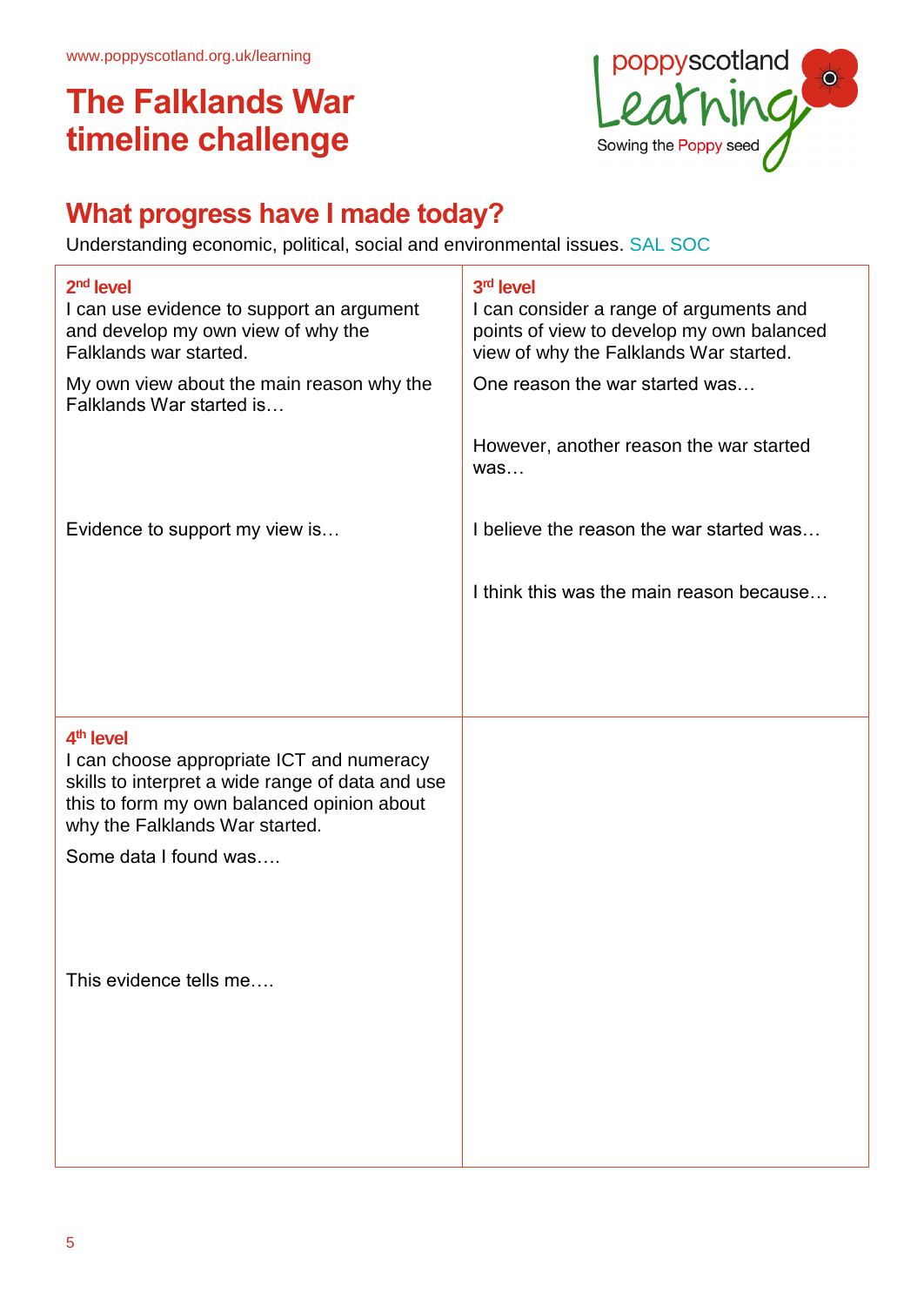www.poppyscotland.org.uk/learning

# The Falklands War timeline challenge

poppyscotland Learning
Sowing the Poppy seed

## What progress have I made today?

Understanding economic, political, social and environmental issues. SAL SOC

| 2nd level | 3rd level |
|---|---|
| I can use evidence to support an argument and develop my own view of why the Falklands war started.<br><br>My own view about the main reason why the Falklands War started is…<br><br>Evidence to support my view is… | I can consider a range of arguments and points of view to develop my own balanced view of why the Falklands War started.<br><br>One reason the war started was…<br><br>However, another reason the war started was…<br><br>I believe the reason the war started was…<br><br>I think this was the main reason because… |
| **4th level**<br>I can choose appropriate ICT and numeracy skills to interpret a wide range of data and use this to form my own balanced opinion about why the Falklands War started.<br><br>Some data I found was….<br><br>This evidence tells me…. | |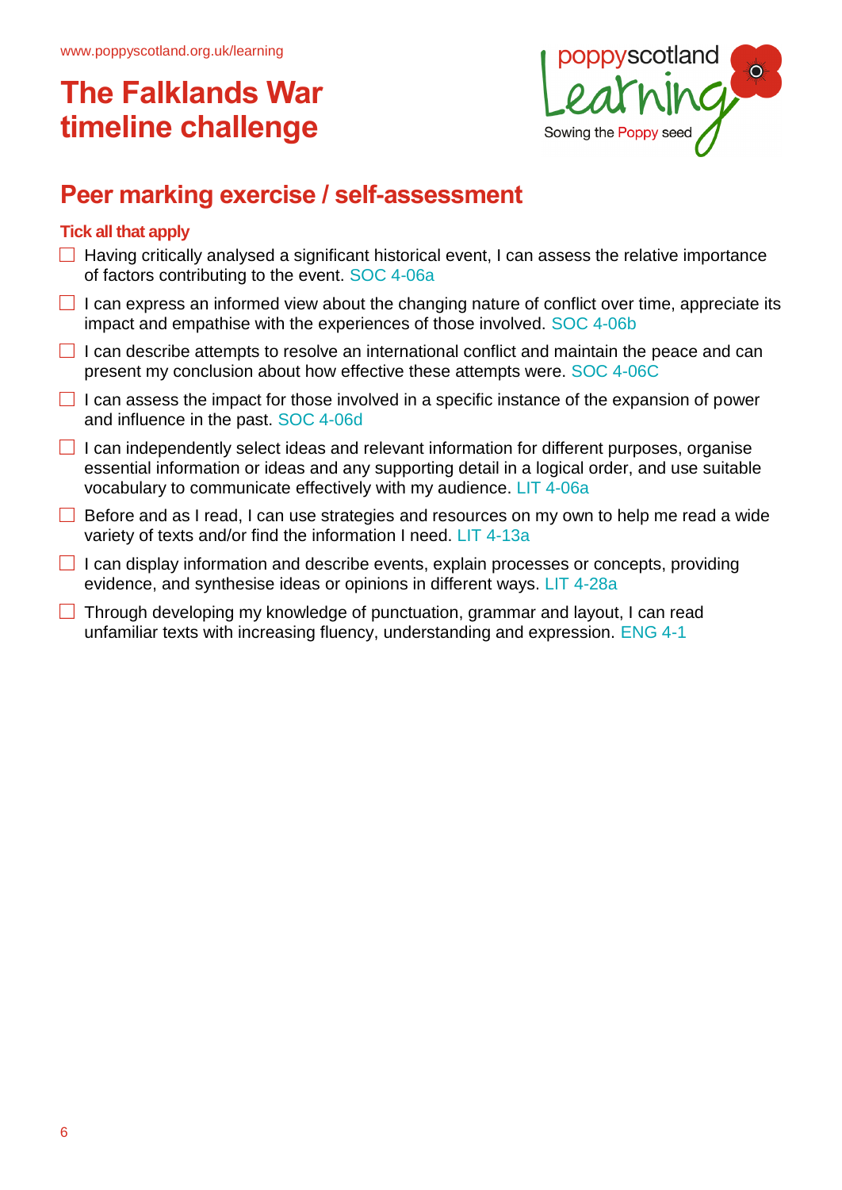www.poppyscotland.org.uk/learning

# The Falklands War timeline challenge

poppyscotland Learning
Sowing the Poppy seed

## Peer marking exercise / self-assessment

### Tick all that apply

- ☐ Having critically analysed a significant historical event, I can assess the relative importance of factors contributing to the event. SOC 4-06a
- ☐ I can express an informed view about the changing nature of conflict over time, appreciate its impact and empathise with the experiences of those involved. SOC 4-06b
- ☐ I can describe attempts to resolve an international conflict and maintain the peace and can present my conclusion about how effective these attempts were. SOC 4-06C
- ☐ I can assess the impact for those involved in a specific instance of the expansion of power and influence in the past. SOC 4-06d
- ☐ I can independently select ideas and relevant information for different purposes, organise essential information or ideas and any supporting detail in a logical order, and use suitable vocabulary to communicate effectively with my audience. LIT 4-06a
- ☐ Before and as I read, I can use strategies and resources on my own to help me read a wide variety of texts and/or find the information I need. LIT 4-13a
- ☐ I can display information and describe events, explain processes or concepts, providing evidence, and synthesise ideas or opinions in different ways. LIT 4-28a
- ☐ Through developing my knowledge of punctuation, grammar and layout, I can read unfamiliar texts with increasing fluency, understanding and expression. ENG 4-1